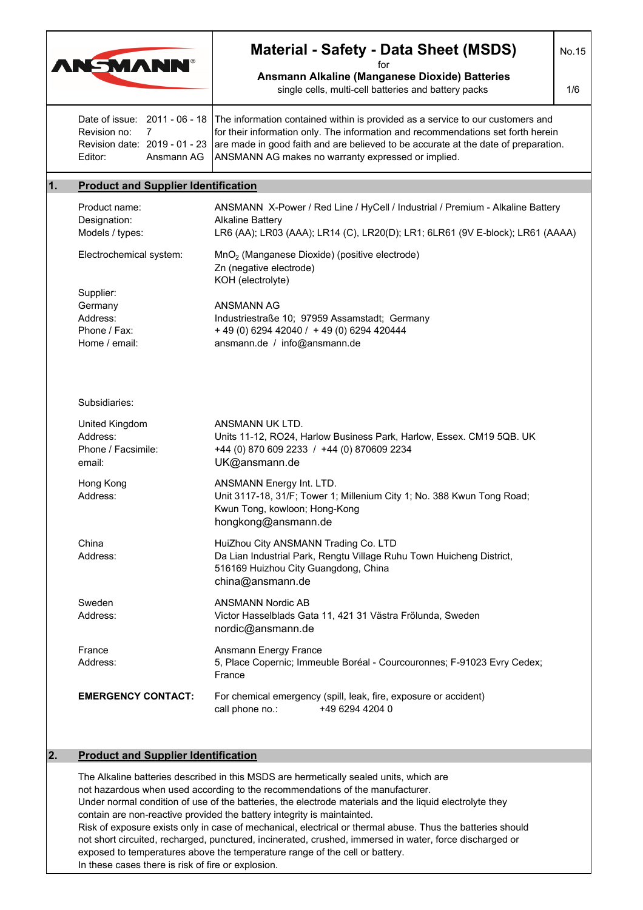# Material - Safety - Data Sheet (MSDS)

for

**Ansmann Alkaline (Manganese Dioxide) Batteries**

single cells, multi-cell batteries and battery packs

No.15

| | |
|---|---|
| Date of issue: 2011 - 06 - 18 | The information contained within is provided as a service to our customers and for their information only. The information and recommendations set forth herein are made in good faith and are believed to be accurate at the date of preparation. ANSMANN AG makes no warranty expressed or implied. |
| Revision no: 7 | |
| Revision date: 2019 - 01 - 23 | |
| Editor: Ansmann AG | |

## 1. Product and Supplier Identification

| | |
|---|---|
| Product name: | ANSMANN X-Power / Red Line / HyCell / Industrial / Premium - Alkaline Battery |
| Designation: | Alkaline Battery |
| Models / types: | LR6 (AA); LR03 (AAA); LR14 (C), LR20(D); LR1; 6LR61 (9V E-block); LR61 (AAAA) |
| Electrochemical system: | $MnO_2$ (Manganese Dioxide) (positive electrode) |
| | Zn (negative electrode) |
| | KOH (electrolyte) |

Supplier:

| | |
|---|---|
| Germany | ANSMANN AG |
| Address: | Industriestraße 10; 97959 Assamstadt; Germany |
| Phone / Fax: | + 49 (0) 6294 42040 / + 49 (0) 6294 420444 |
| Home / email: | ansmann.de / info@ansmann.de |

Subsidiaries:

| | |
|---|---|
| United Kingdom | ANSMANN UK LTD. |
| Address: | Units 11-12, RO24, Harlow Business Park, Harlow, Essex. CM19 5QB. UK |
| Phone / Facsimile: | +44 (0) 870 609 2233 / +44 (0) 870609 2234 |
| email: | UK@ansmann.de |
| Hong Kong | ANSMANN Energy Int. LTD. |
| Address: | Unit 3117-18, 31/F; Tower 1; Millenium City 1; No. 388 Kwun Tong Road; Kwun Tong, kowloon; Hong-Kong |
| | hongkong@ansmann.de |
| China | HuiZhou City ANSMANN Trading Co. LTD |
| Address: | Da Lian Industrial Park, Rengtu Village Ruhu Town Huicheng District, 516169 Huizhou City Guangdong, China |
| | china@ansmann.de |
| Sweden | ANSMANN Nordic AB |
| Address: | Victor Hasselblads Gata 11, 421 31 Västra Frölunda, Sweden |
| | nordic@ansmann.de |
| France | Ansmann Energy France |
| Address: | 5, Place Copernic; Immeuble Boréal - Courcouronnes; F-91023 Evry Cedex; France |

**EMERGENCY CONTACT:** For chemical emergency (spill, leak, fire, exposure or accident) call phone no.: +49 6294 4204 0

## 2. Product and Supplier Identification

The Alkaline batteries described in this MSDS are hermetically sealed units, which are not hazardous when used according to the recommendations of the manufacturer.
Under normal condition of use of the batteries, the electrode materials and the liquid electrolyte they contain are non-reactive provided the battery integrity is maintainted.
Risk of exposure exists only in case of mechanical, electrical or thermal abuse. Thus the batteries should not short circuited, recharged, punctured, incinerated, crushed, immersed in water, force discharged or exposed to temperatures above the temperature range of the cell or battery.
In these cases there is risk of fire or explosion.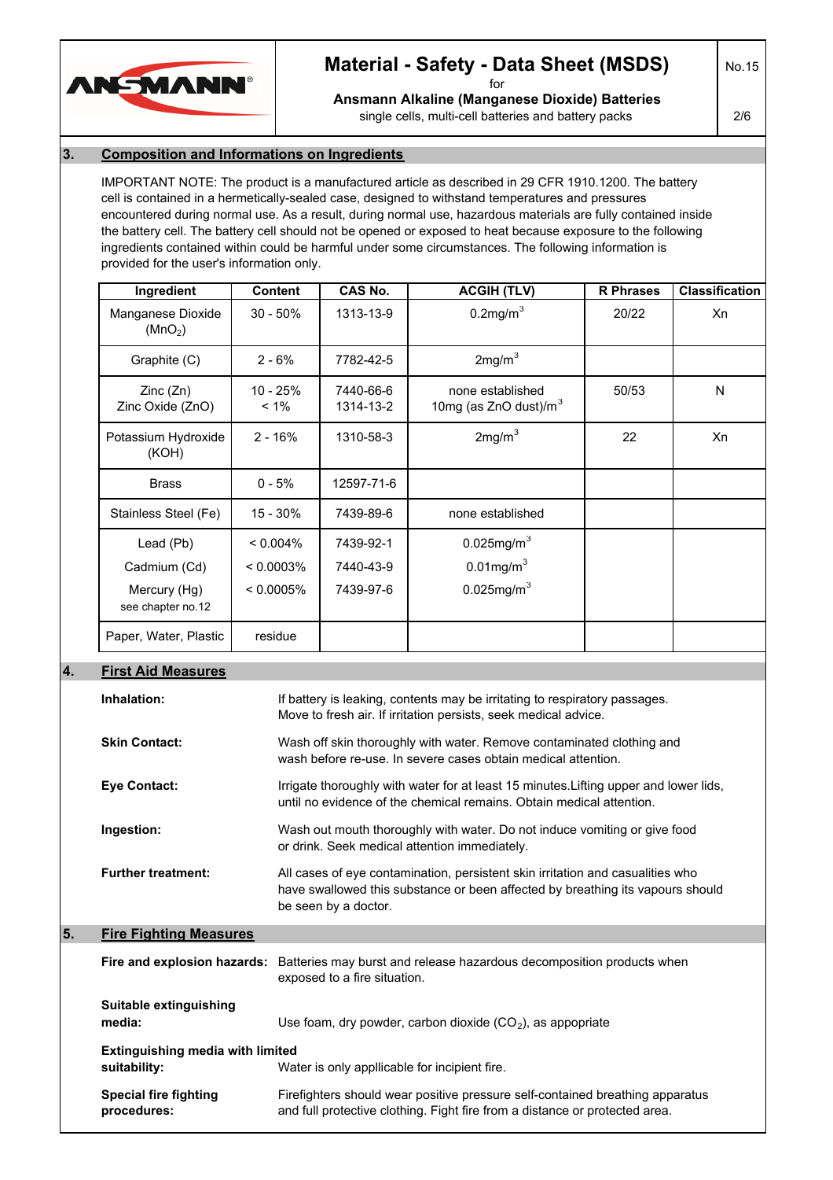## 3. Composition and Informations on Ingredients

IMPORTANT NOTE: The product is a manufactured article as described in 29 CFR 1910.1200. The battery cell is contained in a hermetically-sealed case, designed to withstand temperatures and pressures encountered during normal use. As a result, during normal use, hazardous materials are fully contained inside the battery cell. The battery cell should not be opened or exposed to heat because exposure to the following ingredients contained within could be harmful under some circumstances. The following information is provided for the user's information only.

| Ingredient | Content | CAS No. | ACGIH (TLV) | R Phrases | Classification |
|---|---|---|---|---|---|
| Manganese Dioxide ($MnO_2$) | 30 - 50% | 1313-13-9 | 0.2mg/m$^3$ | 20/22 | Xn |
| Graphite (C) | 2 - 6% | 7782-42-5 | 2mg/m$^3$ | | |
| Zinc (Zn)<br>Zinc Oxide (ZnO) | 10 - 25%<br>< 1% | 7440-66-6<br>1314-13-2 | none established<br>10mg (as ZnO dust)/m$^3$ | 50/53 | N |
| Potassium Hydroxide (KOH) | 2 - 16% | 1310-58-3 | 2mg/m$^3$ | 22 | Xn |
| Brass | 0 - 5% | 12597-71-6 | | | |
| Stainless Steel (Fe) | 15 - 30% | 7439-89-6 | none established | | |
| Lead (Pb)<br>Cadmium (Cd)<br>Mercury (Hg)<br>see chapter no.12 | < 0.004%<br>< 0.0003%<br>< 0.0005% | 7439-92-1<br>7440-43-9<br>7439-97-6 | 0.025mg/m$^3$<br>0.01mg/m$^3$<br>0.025mg/m$^3$ | | |
| Paper, Water, Plastic | residue | | | | |

## 4. First Aid Measures

**Inhalation:** If battery is leaking, contents may be irritating to respiratory passages. Move to fresh air. If irritation persists, seek medical advice.

**Skin Contact:** Wash off skin thoroughly with water. Remove contaminated clothing and wash before re-use. In severe cases obtain medical attention.

**Eye Contact:** Irrigate thoroughly with water for at least 15 minutes.Lifting upper and lower lids, until no evidence of the chemical remains. Obtain medical attention.

**Ingestion:** Wash out mouth thoroughly with water. Do not induce vomiting or give food or drink. Seek medical attention immediately.

**Further treatment:** All cases of eye contamination, persistent skin irritation and casualities who have swallowed this substance or been affected by breathing its vapours should be seen by a doctor.

## 5. Fire Fighting Measures

**Fire and explosion hazards:** Batteries may burst and release hazardous decomposition products when exposed to a fire situation.

**Suitable extinguishing media:** Use foam, dry powder, carbon dioxide ($CO_2$), as appopriate

**Extinguishing media with limited suitability:** Water is only appllicable for incipient fire.

**Special fire fighting procedures:** Firefighters should wear positive pressure self-contained breathing apparatus and full protective clothing. Fight fire from a distance or protected area.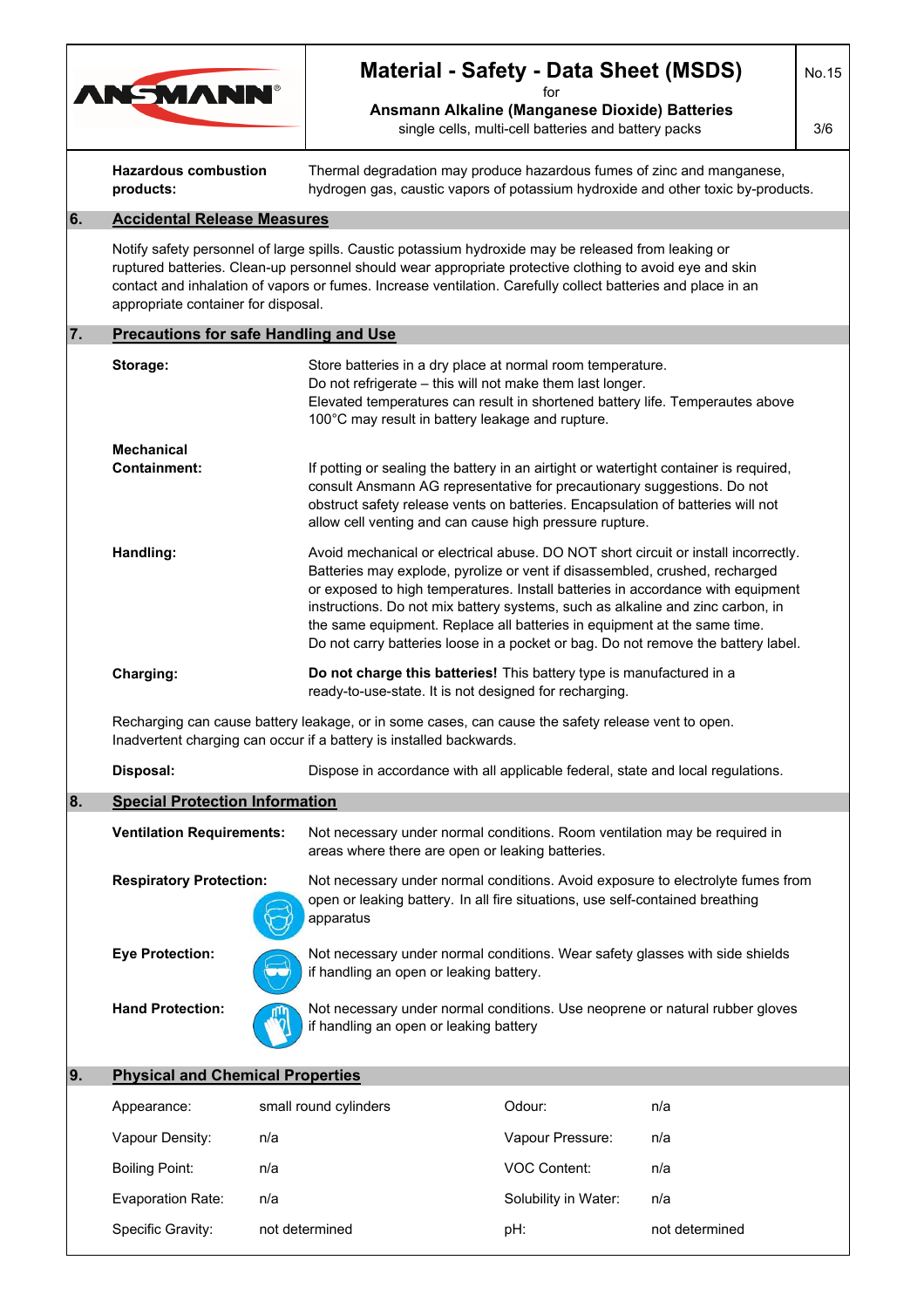**Hazardous combustion products:** Thermal degradation may produce hazardous fumes of zinc and manganese, hydrogen gas, caustic vapors of potassium hydroxide and other toxic by-products.

## 6. Accidental Release Measures

Notify safety personel of large spills. Caustic potassium hydroxide may be released from leaking or ruptured batteries. Clean-up personnel should wear appropriate protective clothing to avoid eye and skin contact and inhalation of vapors or fumes. Increase ventilation. Carefully collect batteries and place in an appropriate container for disposal.

## 7. Precautions for safe Handling and Use

**Storage:** Store batteries in a dry place at normal room temperature. Do not refrigerate – this will not make them last longer. Elevated temperatures can result in shortened battery life. Temperautes above 100°C may result in battery leakage and rupture.

**Mechanical Containment:** If potting or sealing the battery in an airtight or watertight container is required, consult Ansmann AG representative for precautionary suggestions. Do not obstruct safety release vents on batteries. Encapsulation of batteries will not allow cell venting and can cause high pressure rupture.

**Handling:** Avoid mechanical or electrical abuse. DO NOT short circuit or install incorrectly. Batteries may explode, pyrolize or vent if disassembled, crushed, recharged or exposed to high temperatures. Install batteries in accordance with equipment instructions. Do not mix battery systems, such as alkaline and zinc carbon, in the same equipment. Replace all batteries in equipment at the same time. Do not carry batteries loose in a pocket or bag. Do not remove the battery label.

**Charging:** **Do not charge this batteries!** This battery type is manufactured in a ready-to-use-state. It is not designed for recharging.

Recharging can cause battery leakage, or in some cases, can cause the safety release vent to open. Inadvertent charging can occur if a battery is installed backwards.

**Disposal:** Dispose in accordance with all applicable federal, state and local regulations.

## 8. Special Protection Information

**Ventilation Requirements:** Not necessary under normal conditions. Room ventilation may be required in areas where there are open or leaking batteries.

**Respiratory Protection:** Not necessary under normal conditions. Avoid exposure to electrolyte fumes from open or leaking battery. In all fire situations, use self-contained breathing apparatus

**Eye Protection:** Not necessary under normal conditions. Wear safety glasses with side shields if handling an open or leaking battery.

**Hand Protection:** Not necessary under normal conditions. Use neoprene or natural rubber gloves if handling an open or leaking battery

## 9. Physical and Chemical Properties

| | | | |
|---|---|---|---|
| Appearance: | small round cylinders | Odour: | n/a |
| Vapour Density: | n/a | Vapour Pressure: | n/a |
| Boiling Point: | n/a | VOC Content: | n/a |
| Evaporation Rate: | n/a | Solubility in Water: | n/a |
| Specific Gravity: | not determined | pH: | not determined |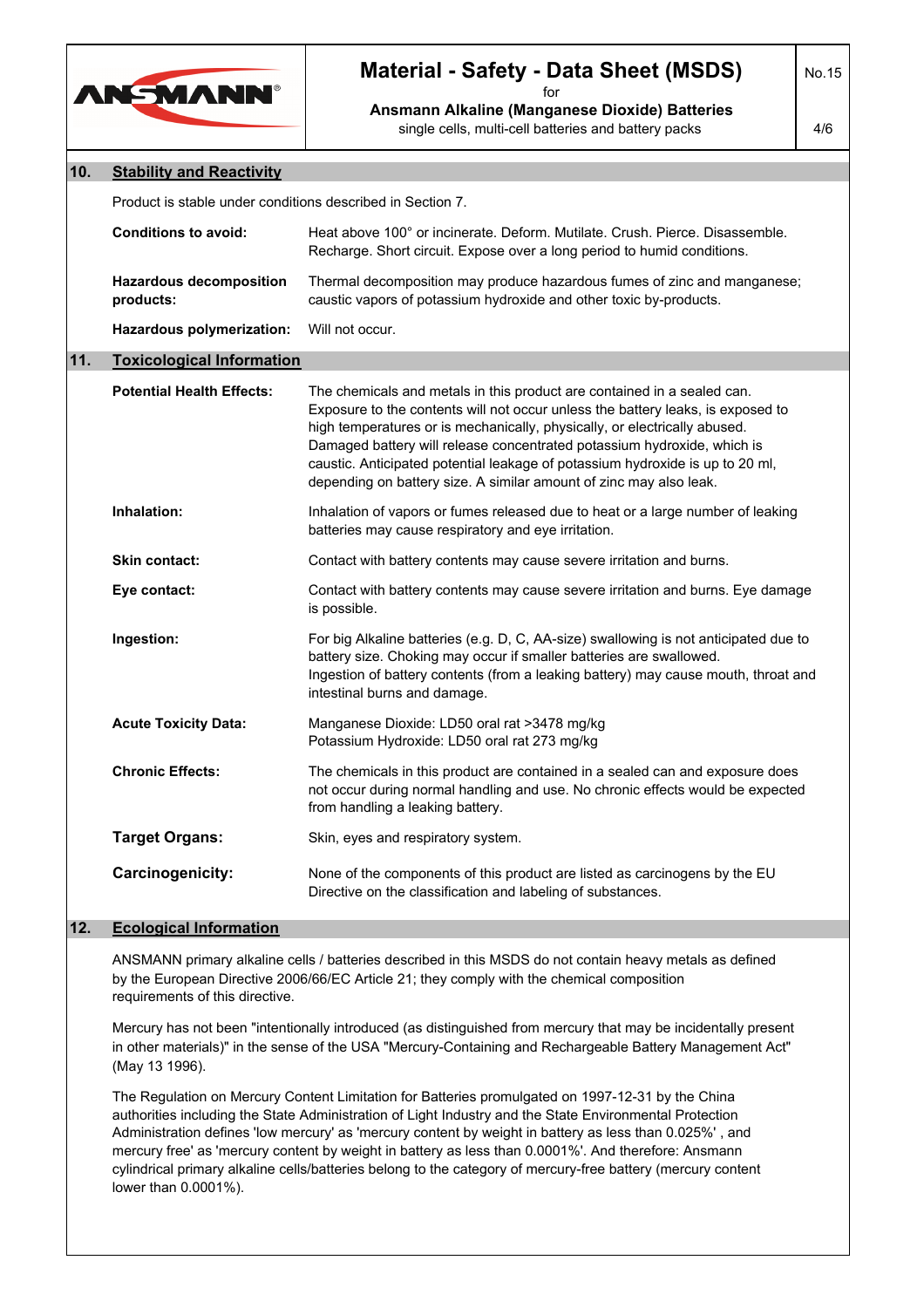## 10. Stability and Reactivity

Product is stable under conditions described in Section 7.

**Conditions to avoid:** Heat above 100° or incinerate. Deform. Mutilate. Crush. Pierce. Disassemble. Recharge. Short circuit. Expose over a long period to humid conditions.

**Hazardous decomposition products:** Thermal decomposition may produce hazardous fumes of zinc and manganese; caustic vapors of potassium hydroxide and other toxic by-products.

**Hazardous polymerization:** Will not occur.

## 11. Toxicological Information

**Potential Health Effects:** The chemicals and metals in this product are contained in a sealed can. Exposure to the contents will not occur unless the battery leaks, is exposed to high temperatures or is mechanically, physically, or electrically abused. Damaged battery will release concentrated potassium hydroxide, which is caustic. Anticipated potential leakage of potassium hydroxide is up to 20 ml, depending on battery size. A similar amount of zinc may also leak.

**Inhalation:** Inhalation of vapors or fumes released due to heat or a large number of leaking batteries may cause respiratory and eye irritation.

**Skin contact:** Contact with battery contents may cause severe irritation and burns.

**Eye contact:** Contact with battery contents may cause severe irritation and burns. Eye damage is possible.

**Ingestion:** For big Alkaline batteries (e.g. D, C, AA-size) swallowing is not anticipated due to battery size. Choking may occur if smaller batteries are swallowed. Ingestion of battery contents (from a leaking battery) may cause mouth, throat and intestinal burns and damage.

**Acute Toxicity Data:** Manganese Dioxide: LD50 oral rat >3478 mg/kg
Potassium Hydroxide: LD50 oral rat 273 mg/kg

**Chronic Effects:** The chemicals in this product are contained in a sealed can and exposure does not occur during normal handling and use. No chronic effects would be expected from handling a leaking battery.

**Target Organs:** Skin, eyes and respiratory system.

**Carcinogenicity:** None of the components of this product are listed as carcinogens by the EU Directive on the classification and labeling of substances.

## 12. Ecological Information

ANSMANN primary alkaline cells / batteries described in this MSDS do not contain heavy metals as defined by the European Directive 2006/66/EC Article 21; they comply with the chemical composition requirements of this directive.

Mercury has not been "intentionally introduced (as distinguished from mercury that may be incidentally present in other materials)" in the sense of the USA "Mercury-Containing and Rechargeable Battery Management Act" (May 13 1996).

The Regulation on Mercury Content Limitation for Batteries promulgated on 1997-12-31 by the China authorities including the State Administration of Light Industry and the State Environmental Protection Administration defines 'low mercury' as 'mercury content by weight in battery as less than 0.025%' , and mercury free' as 'mercury content by weight in battery as less than 0.0001%'. And therefore: Ansmann cylindrical primary alkaline cells/batteries belong to the category of mercury-free battery (mercury content lower than 0.0001%).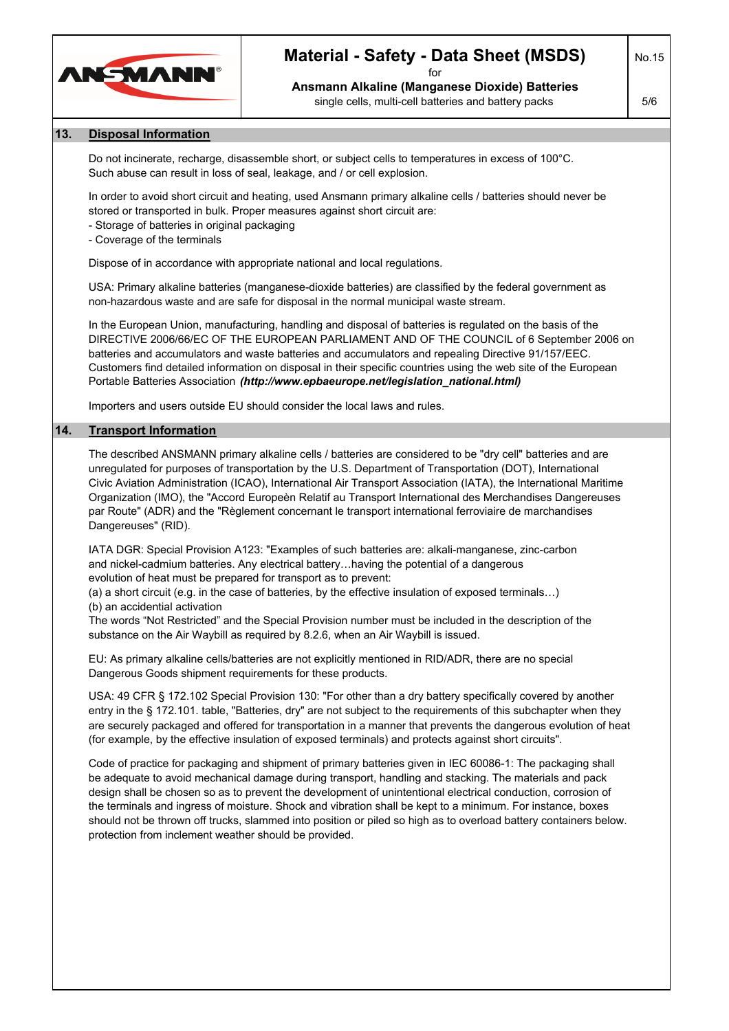## 13. Disposal Information

Do not incinerate, recharge, disassemble short, or subject cells to temperatures in excess of 100°C. Such abuse can result in loss of seal, leakage, and / or cell explosion.

In order to avoid short circuit and heating, used Ansmann primary alkaline cells / batteries should never be stored or transported in bulk. Proper measures against short circuit are:
- Storage of batteries in original packaging
- Coverage of the terminals

Dispose of in accordance with appropriate national and local regulations.

USA: Primary alkaline batteries (manganese-dioxide batteries) are classified by the federal government as non-hazardous waste and are safe for disposal in the normal municipal waste stream.

In the European Union, manufacturing, handling and disposal of batteries is regulated on the basis of the DIRECTIVE 2006/66/EC OF THE EUROPEAN PARLIAMENT AND OF THE COUNCIL of 6 September 2006 on batteries and accumulators and waste batteries and accumulators and repealing Directive 91/157/EEC. Customers find detailed information on disposal in their specific countries using the web site of the European Portable Batteries Association ***(http://www.epbaeurope.net/legislation_national.html)***

Importers and users outside EU should consider the local laws and rules.

## 14. Transport Information

The described ANSMANN primary alkaline cells / batteries are considered to be "dry cell" batteries and are unregulated for purposes of transportation by the U.S. Department of Transportation (DOT), International Civic Aviation Administration (ICAO), International Air Transport Association (IATA), the International Maritime Organization (IMO), the "Accord Europeèn Relatif au Transport International des Merchandises Dangereuses par Route" (ADR) and the "Règlement concernant le transport international ferroviaire de marchandises Dangereuses" (RID).

IATA DGR: Special Provision A123: "Examples of such batteries are: alkali-manganese, zinc-carbon and nickel-cadmium batteries. Any electrical battery…having the potential of a dangerous evolution of heat must be prepared for transport as to prevent:
(a) a short circuit (e.g. in the case of batteries, by the effective insulation of exposed terminals…)
(b) an accidential activation
The words “Not Restricted” and the Special Provision number must be included in the description of the substance on the Air Waybill as required by 8.2.6, when an Air Waybill is issued.

EU: As primary alkaline cells/batteries are not explicitly mentioned in RID/ADR, there are no special Dangerous Goods shipment requirements for these products.

USA: 49 CFR § 172.102 Special Provision 130: "For other than a dry battery specifically covered by another entry in the § 172.101. table, "Batteries, dry" are not subject to the requirements of this subchapter when they are securely packaged and offered for transportation in a manner that prevents the dangerous evolution of heat (for example, by the effective insulation of exposed terminals) and protects against short circuits".

Code of practice for packaging and shipment of primary batteries given in IEC 60086-1: The packaging shall be adequate to avoid mechanical damage during transport, handling and stacking. The materials and pack design shall be chosen so as to prevent the development of unintentional electrical conduction, corrosion of the terminals and ingress of moisture. Shock and vibration shall be kept to a minimum. For instance, boxes should not be thrown off trucks, slammed into position or piled so high as to overload battery containers below. protection from inclement weather should be provided.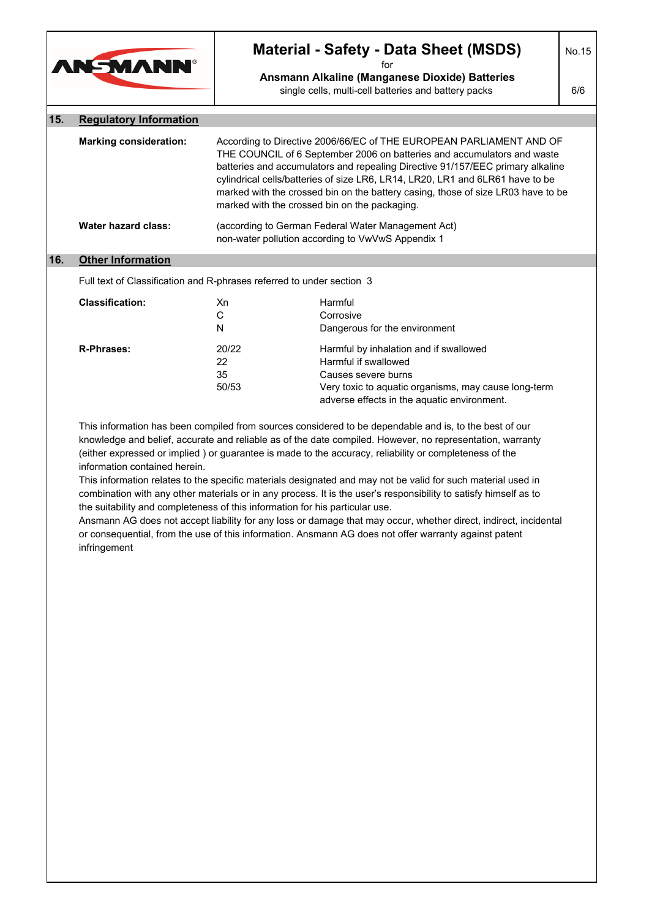## 15. Regulatory Information

| | |
|---|---|
| **Marking consideration:** | According to Directive 2006/66/EC of THE EUROPEAN PARLIAMENT AND OF THE COUNCIL of 6 September 2006 on batteries and accumulators and waste batteries and accumulators and repealing Directive 91/157/EEC primary alkaline cylindrical cells/batteries of size LR6, LR14, LR20, LR1 and 6LR61 have to be marked with the crossed bin on the battery casing, those of size LR03 have to be marked with the crossed bin on the packaging. |
| **Water hazard class:** | (according to German Federal Water Management Act) non-water pollution according to VwVwS Appendix 1 |

## 16. Other Information

Full text of Classification and R-phrases referred to under section 3

| | | |
|---|---|---|
| **Classification:** | Xn | Harmful |
| | C | Corrosive |
| | N | Dangerous for the environment |
| **R-Phrases:** | 20/22 | Harmful by inhalation and if swallowed |
| | 22 | Harmful if swallowed |
| | 35 | Causes severe burns |
| | 50/53 | Very toxic to aquatic organisms, may cause long-term adverse effects in the aquatic environment. |

This information has been compiled from sources considered to be dependable and is, to the best of our knowledge and belief, accurate and reliable as of the date compiled. However, no representation, warranty (either expressed or implied ) or guarantee is made to the accuracy, reliability or completeness of the information contained herein.
This information relates to the specific materials designated and may not be valid for such material used in combination with any other materials or in any process. It is the user's responsibility to satisfy himself as to the suitability and completeness of this information for his particular use.
Ansmann AG does not accept liability for any loss or damage that may occur, whether direct, indirect, incidental or consequential, from the use of this information. Ansmann AG does not offer warranty against patent infringement